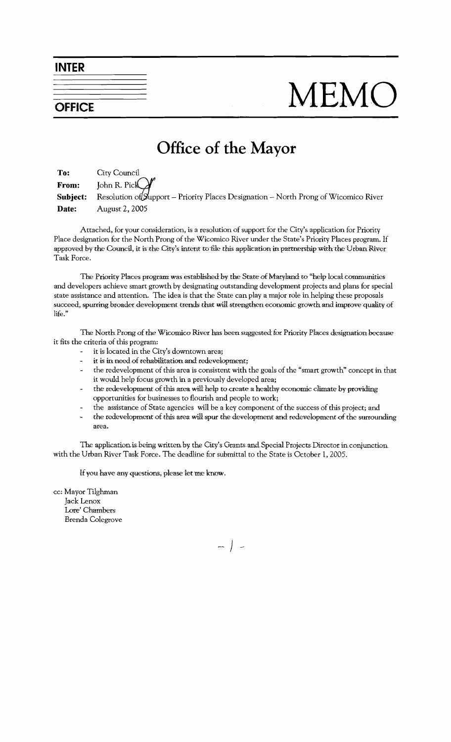**INTER OFFICE**

# MEMO

## Office of the Mayor

**To:** City Council
**From:** John R. Pick
**Subject:** Resolution of Support – Priority Places Designation – North Prong of Wicomico River
**Date:** August 2, 2005

Attached, for your consideration, is a resolution of support for the City's application for Priority Place designation for the North Prong of the Wicomico River under the State's Priority Places program. If approved by the Council, it is the City's intent to file this application in partnership with the Urban River Task Force.

The Priority Places program was established by the State of Maryland to "help local communities and developers achieve smart growth by designating outstanding development projects and plans for special state assistance and attention. The idea is that the State can play a major role in helping these proposals succeed, spurring broader development trends that will strengthen economic growth and improve quality of life."

The North Prong of the Wicomico River has been suggested for Priority Places designation because it fits the criteria of this program:

- it is located in the City's downtown area;
- it is in need of rehabilitation and redevelopment;
- the redevelopment of this area is consistent with the goals of the "smart growth" concept in that it would help focus growth in a previously developed area;
- the redevelopment of this area will help to create a healthy economic climate by providing opportunities for businesses to flourish and people to work;
- the assistance of State agencies will be a key component of the success of this project; and
- the redevelopment of this area will spur the development and redevelopment of the surrounding area.

The application is being written by the City's Grants and Special Projects Director in conjunction with the Urban River Task Force. The deadline for submittal to the State is October 1, 2005.

If you have any questions, please let me know.

cc: Mayor Tilghman
Jack Lenox
Lore' Chambers
Brenda Colegrove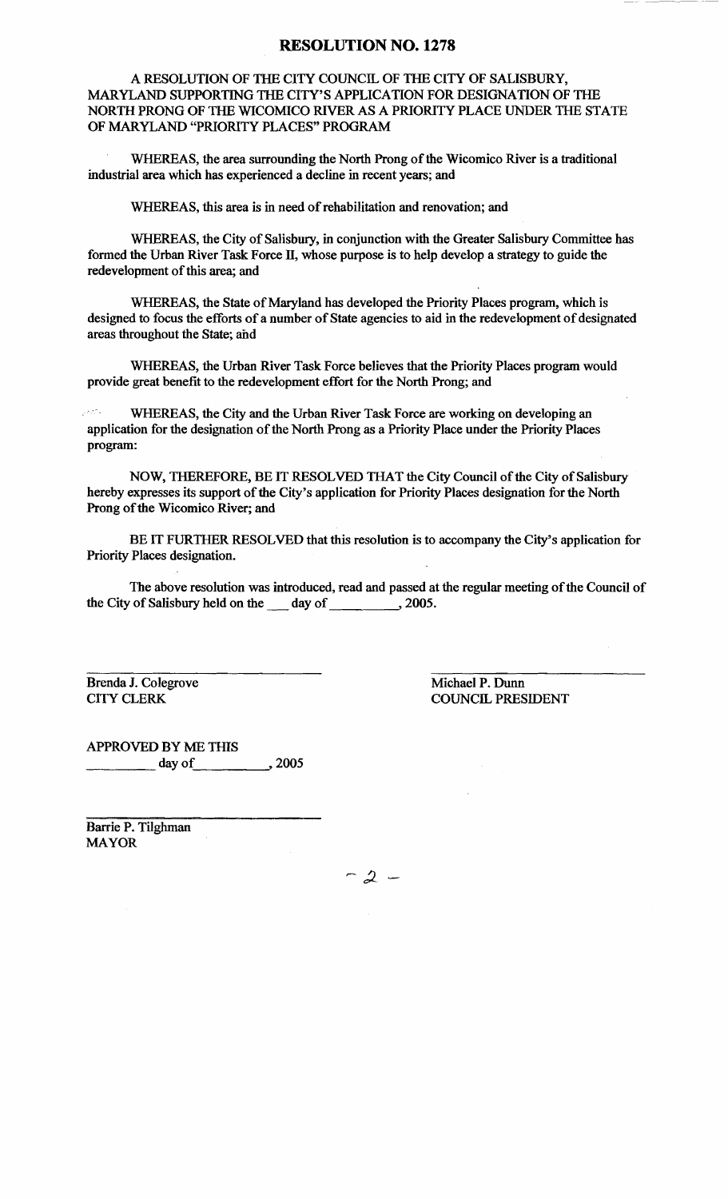# RESOLUTION NO. 1278

A RESOLUTION OF THE CITY COUNCIL OF THE CITY OF SALISBURY, MARYLAND SUPPORTING THE CITY'S APPLICATION FOR DESIGNATION OF THE NORTH PRONG OF THE WICOMICO RIVER AS A PRIORITY PLACE UNDER THE STATE OF MARYLAND "PRIORITY PLACES" PROGRAM

WHEREAS, the area surrounding the North Prong of the Wicomico River is a traditional industrial area which has experienced a decline in recent years; and

WHEREAS, this area is in need of rehabilitation and renovation; and

WHEREAS, the City of Salisbury, in conjunction with the Greater Salisbury Committee has formed the Urban River Task Force II, whose purpose is to help develop a strategy to guide the redevelopment of this area; and

WHEREAS, the State of Maryland has developed the Priority Places program, which is designed to focus the efforts of a number of State agencies to aid in the redevelopment of designated areas throughout the State; and

WHEREAS, the Urban River Task Force believes that the Priority Places program would provide great benefit to the redevelopment effort for the North Prong; and

WHEREAS, the City and the Urban River Task Force are working on developing an application for the designation of the North Prong as a Priority Place under the Priority Places program:

NOW, THEREFORE, BE IT RESOLVED THAT the City Council of the City of Salisbury hereby expresses its support of the City's application for Priority Places designation for the North Prong of the Wicomico River; and

BE IT FURTHER RESOLVED that this resolution is to accompany the City's application for Priority Places designation.

The above resolution was introduced, read and passed at the regular meeting of the Council of the City of Salisbury held on the \_\_\_ day of \_\_\_\_\_\_\_\_\_, 2005.

\_\_\_\_\_\_\_\_\_\_\_\_\_\_\_\_\_\_\_\_\_\_\_\_\_\_\_\_
Brenda J. Colegrove
CITY CLERK

\_\_\_\_\_\_\_\_\_\_\_\_\_\_\_\_\_\_\_\_\_\_\_\_\_\_\_\_
Michael P. Dunn
COUNCIL PRESIDENT

APPROVED BY ME THIS
\_\_\_\_\_\_\_\_\_ day of \_\_\_\_\_\_\_\_\_, 2005

\_\_\_\_\_\_\_\_\_\_\_\_\_\_\_\_\_\_\_\_\_\_\_\_\_\_\_\_
Barrie P. Tilghman
MAYOR